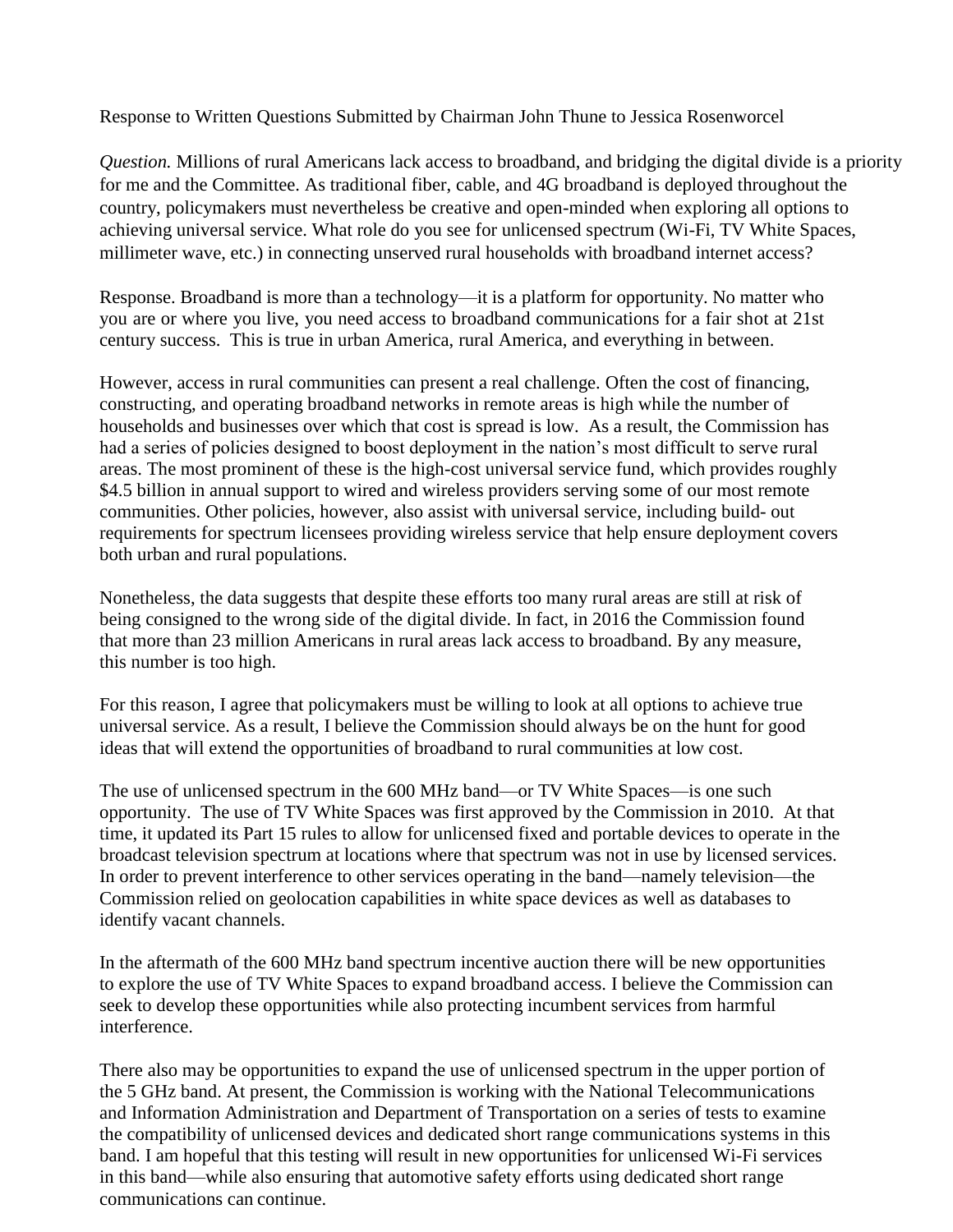Response to Written Questions Submitted by Chairman John Thune to Jessica Rosenworcel

*Question.* Millions of rural Americans lack access to broadband, and bridging the digital divide is a priority for me and the Committee. As traditional fiber, cable, and 4G broadband is deployed throughout the country, policymakers must nevertheless be creative and open-minded when exploring all options to achieving universal service. What role do you see for unlicensed spectrum (Wi-Fi, TV White Spaces, millimeter wave, etc.) in connecting unserved rural households with broadband internet access?

Response. Broadband is more than a technology—it is a platform for opportunity. No matter who you are or where you live, you need access to broadband communications for a fair shot at 21st century success. This is true in urban America, rural America, and everything in between.

However, access in rural communities can present a real challenge. Often the cost of financing, constructing, and operating broadband networks in remote areas is high while the number of households and businesses over which that cost is spread is low. As a result, the Commission has had a series of policies designed to boost deployment in the nation's most difficult to serve rural areas. The most prominent of these is the high-cost universal service fund, which provides roughly $4.5 billion in annual support to wired and wireless providers serving some of our most remote communities. Other policies, however, also assist with universal service, including build- out requirements for spectrum licensees providing wireless service that help ensure deployment covers both urban and rural populations.

Nonetheless, the data suggests that despite these efforts too many rural areas are still at risk of being consigned to the wrong side of the digital divide. In fact, in 2016 the Commission found that more than 23 million Americans in rural areas lack access to broadband. By any measure, this number is too high.

For this reason, I agree that policymakers must be willing to look at all options to achieve true universal service. As a result, I believe the Commission should always be on the hunt for good ideas that will extend the opportunities of broadband to rural communities at low cost.

The use of unlicensed spectrum in the 600 MHz band—or TV White Spaces—is one such opportunity. The use of TV White Spaces was first approved by the Commission in 2010. At that time, it updated its Part 15 rules to allow for unlicensed fixed and portable devices to operate in the broadcast television spectrum at locations where that spectrum was not in use by licensed services. In order to prevent interference to other services operating in the band—namely television—the Commission relied on geolocation capabilities in white space devices as well as databases to identify vacant channels.

In the aftermath of the 600 MHz band spectrum incentive auction there will be new opportunities to explore the use of TV White Spaces to expand broadband access. I believe the Commission can seek to develop these opportunities while also protecting incumbent services from harmful interference.

There also may be opportunities to expand the use of unlicensed spectrum in the upper portion of the 5 GHz band. At present, the Commission is working with the National Telecommunications and Information Administration and Department of Transportation on a series of tests to examine the compatibility of unlicensed devices and dedicated short range communications systems in this band. I am hopeful that this testing will result in new opportunities for unlicensed Wi-Fi services in this band—while also ensuring that automotive safety efforts using dedicated short range communications can continue.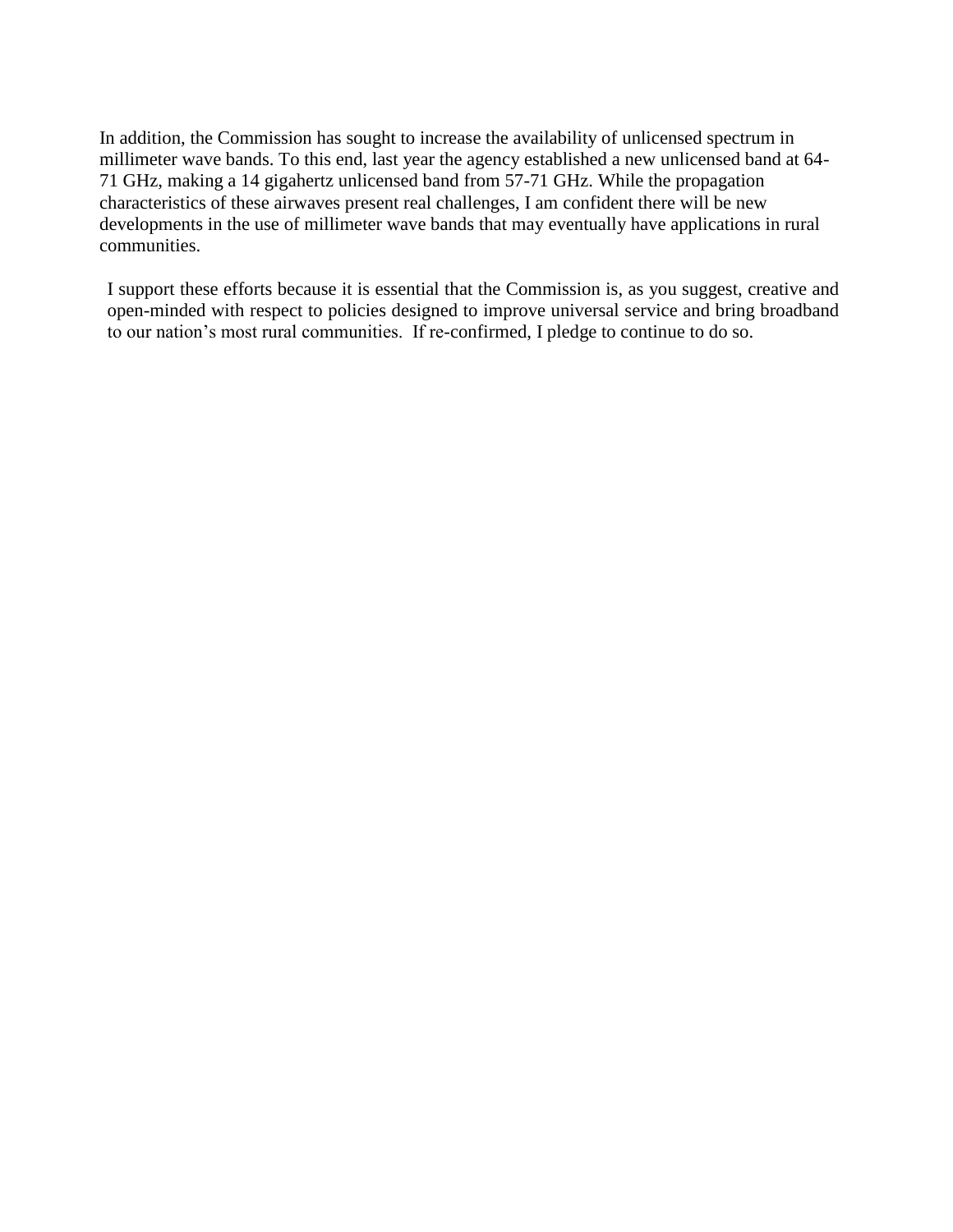In addition, the Commission has sought to increase the availability of unlicensed spectrum in millimeter wave bands. To this end, last year the agency established a new unlicensed band at 64-71 GHz, making a 14 gigahertz unlicensed band from 57-71 GHz. While the propagation characteristics of these airwaves present real challenges, I am confident there will be new developments in the use of millimeter wave bands that may eventually have applications in rural communities.

I support these efforts because it is essential that the Commission is, as you suggest, creative and open-minded with respect to policies designed to improve universal service and bring broadband to our nation's most rural communities. If re-confirmed, I pledge to continue to do so.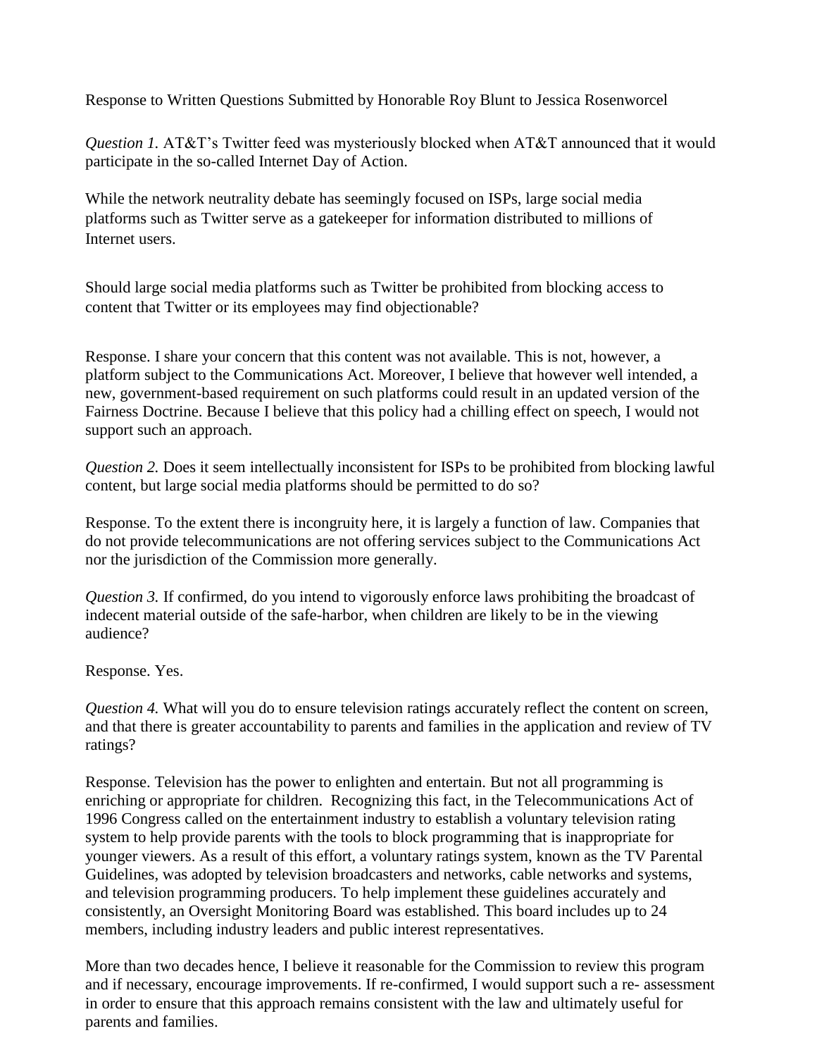Response to Written Questions Submitted by Honorable Roy Blunt to Jessica Rosenworcel

*Question 1.* AT&T's Twitter feed was mysteriously blocked when AT&T announced that it would participate in the so-called Internet Day of Action.

While the network neutrality debate has seemingly focused on ISPs, large social media platforms such as Twitter serve as a gatekeeper for information distributed to millions of Internet users.

Should large social media platforms such as Twitter be prohibited from blocking access to content that Twitter or its employees may find objectionable?

Response. I share your concern that this content was not available. This is not, however, a platform subject to the Communications Act. Moreover, I believe that however well intended, a new, government-based requirement on such platforms could result in an updated version of the Fairness Doctrine. Because I believe that this policy had a chilling effect on speech, I would not support such an approach.

*Question 2.* Does it seem intellectually inconsistent for ISPs to be prohibited from blocking lawful content, but large social media platforms should be permitted to do so?

Response. To the extent there is incongruity here, it is largely a function of law. Companies that do not provide telecommunications are not offering services subject to the Communications Act nor the jurisdiction of the Commission more generally.

*Question 3.* If confirmed, do you intend to vigorously enforce laws prohibiting the broadcast of indecent material outside of the safe-harbor, when children are likely to be in the viewing audience?

Response. Yes.

*Question 4.* What will you do to ensure television ratings accurately reflect the content on screen, and that there is greater accountability to parents and families in the application and review of TV ratings?

Response. Television has the power to enlighten and entertain. But not all programming is enriching or appropriate for children. Recognizing this fact, in the Telecommunications Act of 1996 Congress called on the entertainment industry to establish a voluntary television rating system to help provide parents with the tools to block programming that is inappropriate for younger viewers. As a result of this effort, a voluntary ratings system, known as the TV Parental Guidelines, was adopted by television broadcasters and networks, cable networks and systems, and television programming producers. To help implement these guidelines accurately and consistently, an Oversight Monitoring Board was established. This board includes up to 24 members, including industry leaders and public interest representatives.

More than two decades hence, I believe it reasonable for the Commission to review this program and if necessary, encourage improvements. If re-confirmed, I would support such a re- assessment in order to ensure that this approach remains consistent with the law and ultimately useful for parents and families.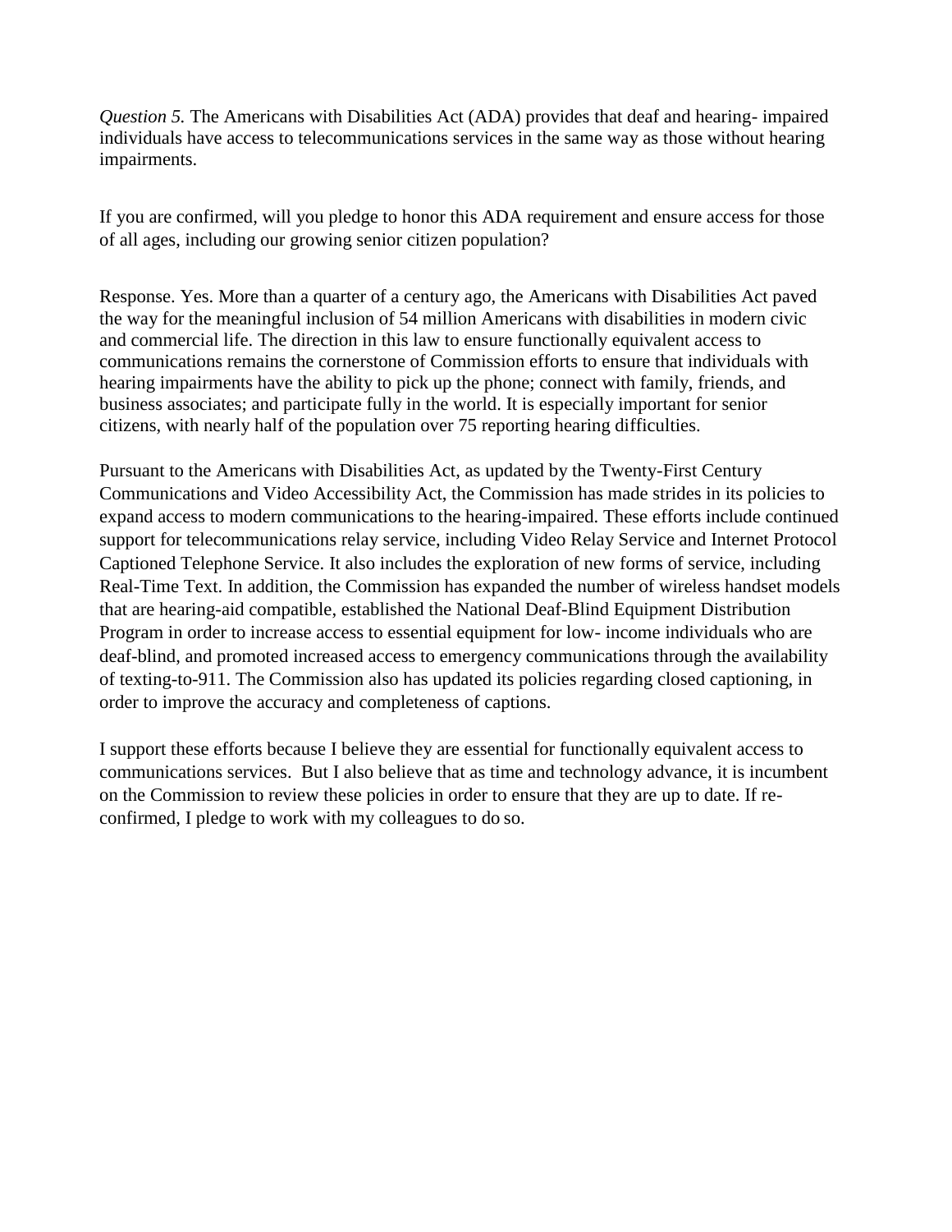*Question 5.* The Americans with Disabilities Act (ADA) provides that deaf and hearing- impaired individuals have access to telecommunications services in the same way as those without hearing impairments.

If you are confirmed, will you pledge to honor this ADA requirement and ensure access for those of all ages, including our growing senior citizen population?

Response. Yes. More than a quarter of a century ago, the Americans with Disabilities Act paved the way for the meaningful inclusion of 54 million Americans with disabilities in modern civic and commercial life. The direction in this law to ensure functionally equivalent access to communications remains the cornerstone of Commission efforts to ensure that individuals with hearing impairments have the ability to pick up the phone; connect with family, friends, and business associates; and participate fully in the world. It is especially important for senior citizens, with nearly half of the population over 75 reporting hearing difficulties.

Pursuant to the Americans with Disabilities Act, as updated by the Twenty-First Century Communications and Video Accessibility Act, the Commission has made strides in its policies to expand access to modern communications to the hearing-impaired. These efforts include continued support for telecommunications relay service, including Video Relay Service and Internet Protocol Captioned Telephone Service. It also includes the exploration of new forms of service, including Real-Time Text. In addition, the Commission has expanded the number of wireless handset models that are hearing-aid compatible, established the National Deaf-Blind Equipment Distribution Program in order to increase access to essential equipment for low- income individuals who are deaf-blind, and promoted increased access to emergency communications through the availability of texting-to-911. The Commission also has updated its policies regarding closed captioning, in order to improve the accuracy and completeness of captions.

I support these efforts because I believe they are essential for functionally equivalent access to communications services. But I also believe that as time and technology advance, it is incumbent on the Commission to review these policies in order to ensure that they are up to date. If re-confirmed, I pledge to work with my colleagues to do so.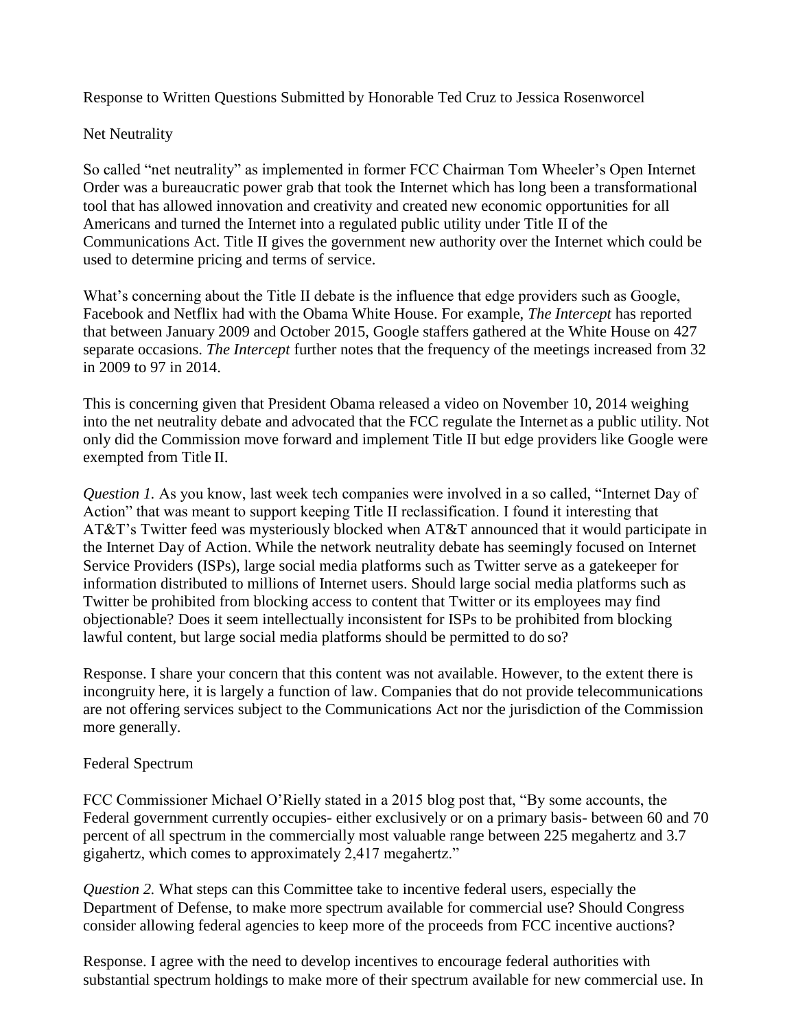Response to Written Questions Submitted by Honorable Ted Cruz to Jessica Rosenworcel

Net Neutrality

So called "net neutrality" as implemented in former FCC Chairman Tom Wheeler's Open Internet Order was a bureaucratic power grab that took the Internet which has long been a transformational tool that has allowed innovation and creativity and created new economic opportunities for all Americans and turned the Internet into a regulated public utility under Title II of the Communications Act. Title II gives the government new authority over the Internet which could be used to determine pricing and terms of service.

What's concerning about the Title II debate is the influence that edge providers such as Google, Facebook and Netflix had with the Obama White House. For example, *The Intercept* has reported that between January 2009 and October 2015, Google staffers gathered at the White House on 427 separate occasions. *The Intercept* further notes that the frequency of the meetings increased from 32 in 2009 to 97 in 2014.

This is concerning given that President Obama released a video on November 10, 2014 weighing into the net neutrality debate and advocated that the FCC regulate the Internet as a public utility. Not only did the Commission move forward and implement Title II but edge providers like Google were exempted from Title II.

*Question 1.* As you know, last week tech companies were involved in a so called, "Internet Day of Action" that was meant to support keeping Title II reclassification. I found it interesting that AT&T's Twitter feed was mysteriously blocked when AT&T announced that it would participate in the Internet Day of Action. While the network neutrality debate has seemingly focused on Internet Service Providers (ISPs), large social media platforms such as Twitter serve as a gatekeeper for information distributed to millions of Internet users. Should large social media platforms such as Twitter be prohibited from blocking access to content that Twitter or its employees may find objectionable? Does it seem intellectually inconsistent for ISPs to be prohibited from blocking lawful content, but large social media platforms should be permitted to do so?

Response. I share your concern that this content was not available. However, to the extent there is incongruity here, it is largely a function of law. Companies that do not provide telecommunications are not offering services subject to the Communications Act nor the jurisdiction of the Commission more generally.

Federal Spectrum

FCC Commissioner Michael O'Rielly stated in a 2015 blog post that, "By some accounts, the Federal government currently occupies- either exclusively or on a primary basis- between 60 and 70 percent of all spectrum in the commercially most valuable range between 225 megahertz and 3.7 gigahertz, which comes to approximately 2,417 megahertz."

*Question 2.* What steps can this Committee take to incentive federal users, especially the Department of Defense, to make more spectrum available for commercial use? Should Congress consider allowing federal agencies to keep more of the proceeds from FCC incentive auctions?

Response. I agree with the need to develop incentives to encourage federal authorities with substantial spectrum holdings to make more of their spectrum available for new commercial use. In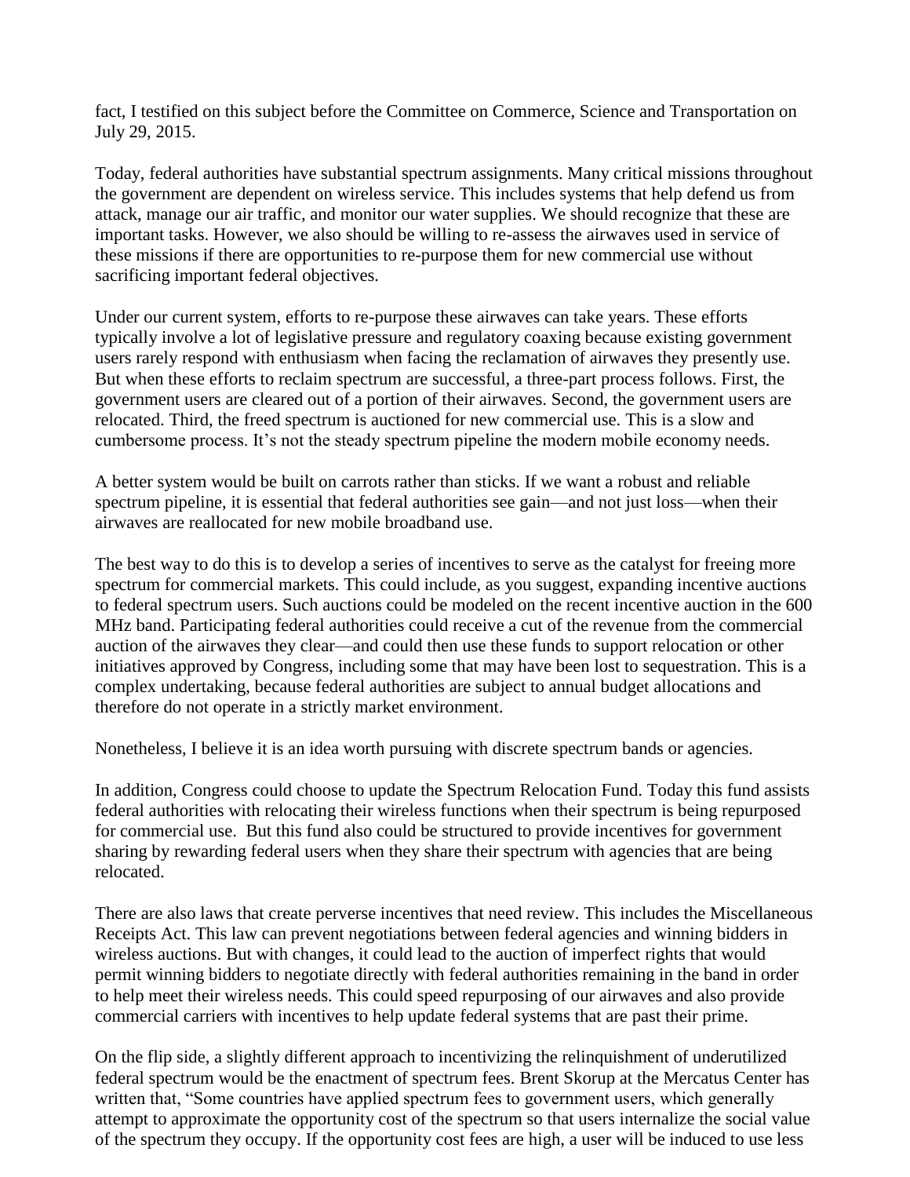fact, I testified on this subject before the Committee on Commerce, Science and Transportation on July 29, 2015.

Today, federal authorities have substantial spectrum assignments. Many critical missions throughout the government are dependent on wireless service. This includes systems that help defend us from attack, manage our air traffic, and monitor our water supplies. We should recognize that these are important tasks. However, we also should be willing to re-assess the airwaves used in service of these missions if there are opportunities to re-purpose them for new commercial use without sacrificing important federal objectives.

Under our current system, efforts to re-purpose these airwaves can take years. These efforts typically involve a lot of legislative pressure and regulatory coaxing because existing government users rarely respond with enthusiasm when facing the reclamation of airwaves they presently use. But when these efforts to reclaim spectrum are successful, a three-part process follows. First, the government users are cleared out of a portion of their airwaves. Second, the government users are relocated. Third, the freed spectrum is auctioned for new commercial use. This is a slow and cumbersome process. It's not the steady spectrum pipeline the modern mobile economy needs.

A better system would be built on carrots rather than sticks. If we want a robust and reliable spectrum pipeline, it is essential that federal authorities see gain—and not just loss—when their airwaves are reallocated for new mobile broadband use.

The best way to do this is to develop a series of incentives to serve as the catalyst for freeing more spectrum for commercial markets. This could include, as you suggest, expanding incentive auctions to federal spectrum users. Such auctions could be modeled on the recent incentive auction in the 600 MHz band. Participating federal authorities could receive a cut of the revenue from the commercial auction of the airwaves they clear—and could then use these funds to support relocation or other initiatives approved by Congress, including some that may have been lost to sequestration. This is a complex undertaking, because federal authorities are subject to annual budget allocations and therefore do not operate in a strictly market environment.

Nonetheless, I believe it is an idea worth pursuing with discrete spectrum bands or agencies.

In addition, Congress could choose to update the Spectrum Relocation Fund. Today this fund assists federal authorities with relocating their wireless functions when their spectrum is being repurposed for commercial use. But this fund also could be structured to provide incentives for government sharing by rewarding federal users when they share their spectrum with agencies that are being relocated.

There are also laws that create perverse incentives that need review. This includes the Miscellaneous Receipts Act. This law can prevent negotiations between federal agencies and winning bidders in wireless auctions. But with changes, it could lead to the auction of imperfect rights that would permit winning bidders to negotiate directly with federal authorities remaining in the band in order to help meet their wireless needs. This could speed repurposing of our airwaves and also provide commercial carriers with incentives to help update federal systems that are past their prime.

On the flip side, a slightly different approach to incentivizing the relinquishment of underutilized federal spectrum would be the enactment of spectrum fees. Brent Skorup at the Mercatus Center has written that, "Some countries have applied spectrum fees to government users, which generally attempt to approximate the opportunity cost of the spectrum so that users internalize the social value of the spectrum they occupy. If the opportunity cost fees are high, a user will be induced to use less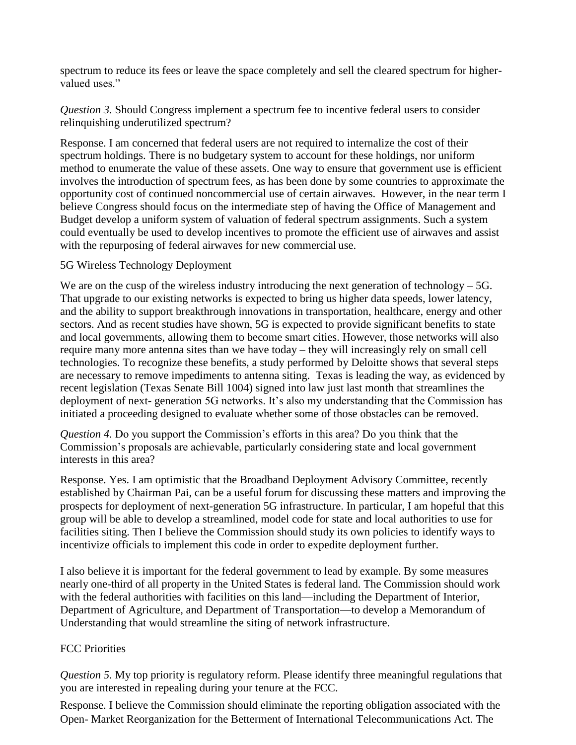spectrum to reduce its fees or leave the space completely and sell the cleared spectrum for higher-valued uses."

*Question 3.* Should Congress implement a spectrum fee to incentive federal users to consider relinquishing underutilized spectrum?

Response. I am concerned that federal users are not required to internalize the cost of their spectrum holdings. There is no budgetary system to account for these holdings, nor uniform method to enumerate the value of these assets. One way to ensure that government use is efficient involves the introduction of spectrum fees, as has been done by some countries to approximate the opportunity cost of continued noncommercial use of certain airwaves. However, in the near term I believe Congress should focus on the intermediate step of having the Office of Management and Budget develop a uniform system of valuation of federal spectrum assignments. Such a system could eventually be used to develop incentives to promote the efficient use of airwaves and assist with the repurposing of federal airwaves for new commercial use.

5G Wireless Technology Deployment

We are on the cusp of the wireless industry introducing the next generation of technology – 5G. That upgrade to our existing networks is expected to bring us higher data speeds, lower latency, and the ability to support breakthrough innovations in transportation, healthcare, energy and other sectors. And as recent studies have shown, 5G is expected to provide significant benefits to state and local governments, allowing them to become smart cities. However, those networks will also require many more antenna sites than we have today – they will increasingly rely on small cell technologies. To recognize these benefits, a study performed by Deloitte shows that several steps are necessary to remove impediments to antenna siting. Texas is leading the way, as evidenced by recent legislation (Texas Senate Bill 1004) signed into law just last month that streamlines the deployment of next- generation 5G networks. It's also my understanding that the Commission has initiated a proceeding designed to evaluate whether some of those obstacles can be removed.

*Question 4.* Do you support the Commission's efforts in this area? Do you think that the Commission's proposals are achievable, particularly considering state and local government interests in this area?

Response. Yes. I am optimistic that the Broadband Deployment Advisory Committee, recently established by Chairman Pai, can be a useful forum for discussing these matters and improving the prospects for deployment of next-generation 5G infrastructure. In particular, I am hopeful that this group will be able to develop a streamlined, model code for state and local authorities to use for facilities siting. Then I believe the Commission should study its own policies to identify ways to incentivize officials to implement this code in order to expedite deployment further.

I also believe it is important for the federal government to lead by example. By some measures nearly one-third of all property in the United States is federal land. The Commission should work with the federal authorities with facilities on this land—including the Department of Interior, Department of Agriculture, and Department of Transportation—to develop a Memorandum of Understanding that would streamline the siting of network infrastructure.

FCC Priorities

*Question 5.* My top priority is regulatory reform. Please identify three meaningful regulations that you are interested in repealing during your tenure at the FCC.

Response. I believe the Commission should eliminate the reporting obligation associated with the Open- Market Reorganization for the Betterment of International Telecommunications Act. The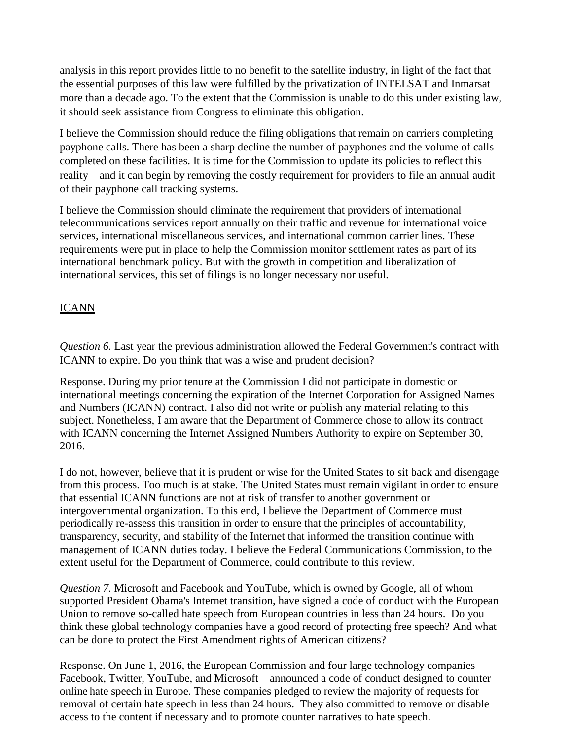analysis in this report provides little to no benefit to the satellite industry, in light of the fact that the essential purposes of this law were fulfilled by the privatization of INTELSAT and Inmarsat more than a decade ago. To the extent that the Commission is unable to do this under existing law, it should seek assistance from Congress to eliminate this obligation.

I believe the Commission should reduce the filing obligations that remain on carriers completing payphone calls. There has been a sharp decline the number of payphones and the volume of calls completed on these facilities. It is time for the Commission to update its policies to reflect this reality—and it can begin by removing the costly requirement for providers to file an annual audit of their payphone call tracking systems.

I believe the Commission should eliminate the requirement that providers of international telecommunications services report annually on their traffic and revenue for international voice services, international miscellaneous services, and international common carrier lines. These requirements were put in place to help the Commission monitor settlement rates as part of its international benchmark policy. But with the growth in competition and liberalization of international services, this set of filings is no longer necessary nor useful.

<u>ICANN</u>

*Question 6.* Last year the previous administration allowed the Federal Government's contract with ICANN to expire. Do you think that was a wise and prudent decision?

Response. During my prior tenure at the Commission I did not participate in domestic or international meetings concerning the expiration of the Internet Corporation for Assigned Names and Numbers (ICANN) contract. I also did not write or publish any material relating to this subject. Nonetheless, I am aware that the Department of Commerce chose to allow its contract with ICANN concerning the Internet Assigned Numbers Authority to expire on September 30, 2016.

I do not, however, believe that it is prudent or wise for the United States to sit back and disengage from this process. Too much is at stake. The United States must remain vigilant in order to ensure that essential ICANN functions are not at risk of transfer to another government or intergovernmental organization. To this end, I believe the Department of Commerce must periodically re-assess this transition in order to ensure that the principles of accountability, transparency, security, and stability of the Internet that informed the transition continue with management of ICANN duties today. I believe the Federal Communications Commission, to the extent useful for the Department of Commerce, could contribute to this review.

*Question 7.* Microsoft and Facebook and YouTube, which is owned by Google, all of whom supported President Obama's Internet transition, have signed a code of conduct with the European Union to remove so-called hate speech from European countries in less than 24 hours. Do you think these global technology companies have a good record of protecting free speech? And what can be done to protect the First Amendment rights of American citizens?

Response. On June 1, 2016, the European Commission and four large technology companies—Facebook, Twitter, YouTube, and Microsoft—announced a code of conduct designed to counter online hate speech in Europe. These companies pledged to review the majority of requests for removal of certain hate speech in less than 24 hours. They also committed to remove or disable access to the content if necessary and to promote counter narratives to hate speech.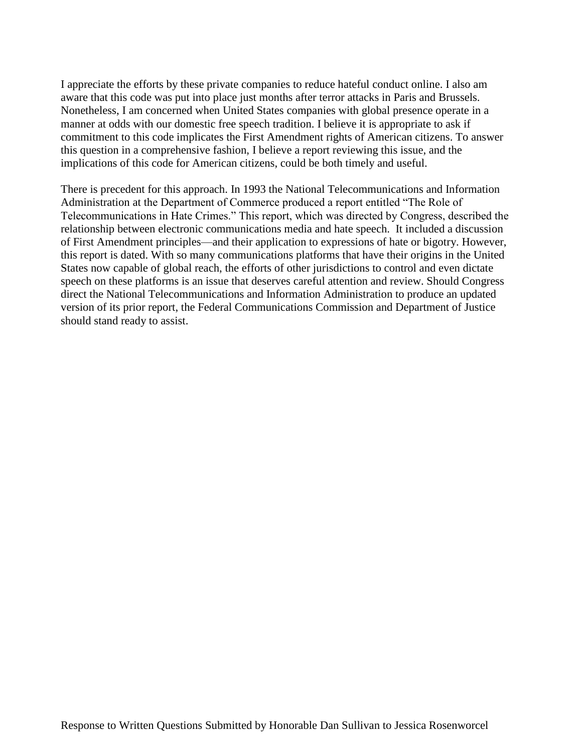I appreciate the efforts by these private companies to reduce hateful conduct online. I also am aware that this code was put into place just months after terror attacks in Paris and Brussels. Nonetheless, I am concerned when United States companies with global presence operate in a manner at odds with our domestic free speech tradition. I believe it is appropriate to ask if commitment to this code implicates the First Amendment rights of American citizens. To answer this question in a comprehensive fashion, I believe a report reviewing this issue, and the implications of this code for American citizens, could be both timely and useful.

There is precedent for this approach. In 1993 the National Telecommunications and Information Administration at the Department of Commerce produced a report entitled "The Role of Telecommunications in Hate Crimes." This report, which was directed by Congress, described the relationship between electronic communications media and hate speech. It included a discussion of First Amendment principles—and their application to expressions of hate or bigotry. However, this report is dated. With so many communications platforms that have their origins in the United States now capable of global reach, the efforts of other jurisdictions to control and even dictate speech on these platforms is an issue that deserves careful attention and review. Should Congress direct the National Telecommunications and Information Administration to produce an updated version of its prior report, the Federal Communications Commission and Department of Justice should stand ready to assist.

Response to Written Questions Submitted by Honorable Dan Sullivan to Jessica Rosenworcel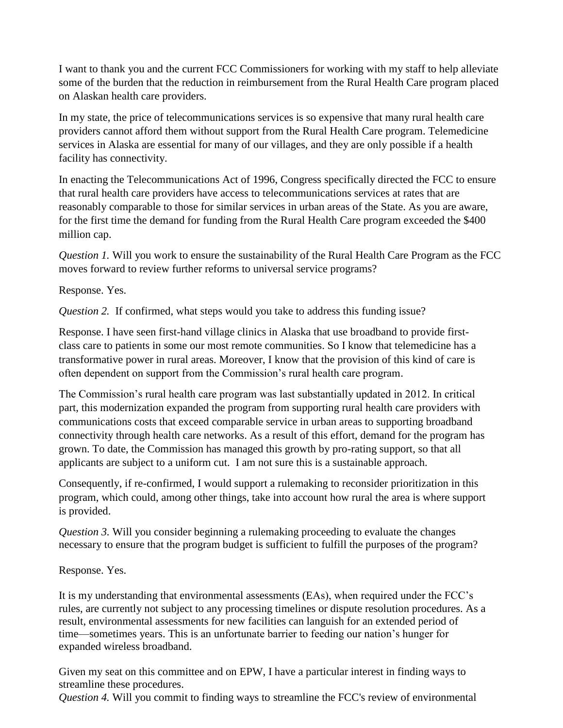I want to thank you and the current FCC Commissioners for working with my staff to help alleviate some of the burden that the reduction in reimbursement from the Rural Health Care program placed on Alaskan health care providers.

In my state, the price of telecommunications services is so expensive that many rural health care providers cannot afford them without support from the Rural Health Care program. Telemedicine services in Alaska are essential for many of our villages, and they are only possible if a health facility has connectivity.

In enacting the Telecommunications Act of 1996, Congress specifically directed the FCC to ensure that rural health care providers have access to telecommunications services at rates that are reasonably comparable to those for similar services in urban areas of the State. As you are aware, for the first time the demand for funding from the Rural Health Care program exceeded the $400 million cap.

*Question 1.* Will you work to ensure the sustainability of the Rural Health Care Program as the FCC moves forward to review further reforms to universal service programs?

Response. Yes.

*Question 2.* If confirmed, what steps would you take to address this funding issue?

Response. I have seen first-hand village clinics in Alaska that use broadband to provide first-class care to patients in some our most remote communities. So I know that telemedicine has a transformative power in rural areas. Moreover, I know that the provision of this kind of care is often dependent on support from the Commission's rural health care program.

The Commission's rural health care program was last substantially updated in 2012. In critical part, this modernization expanded the program from supporting rural health care providers with communications costs that exceed comparable service in urban areas to supporting broadband connectivity through health care networks. As a result of this effort, demand for the program has grown. To date, the Commission has managed this growth by pro-rating support, so that all applicants are subject to a uniform cut. I am not sure this is a sustainable approach.

Consequently, if re-confirmed, I would support a rulemaking to reconsider prioritization in this program, which could, among other things, take into account how rural the area is where support is provided.

*Question 3.* Will you consider beginning a rulemaking proceeding to evaluate the changes necessary to ensure that the program budget is sufficient to fulfill the purposes of the program?

Response. Yes.

It is my understanding that environmental assessments (EAs), when required under the FCC's rules, are currently not subject to any processing timelines or dispute resolution procedures. As a result, environmental assessments for new facilities can languish for an extended period of time—sometimes years. This is an unfortunate barrier to feeding our nation's hunger for expanded wireless broadband.

Given my seat on this committee and on EPW, I have a particular interest in finding ways to streamline these procedures.

*Question 4.* Will you commit to finding ways to streamline the FCC's review of environmental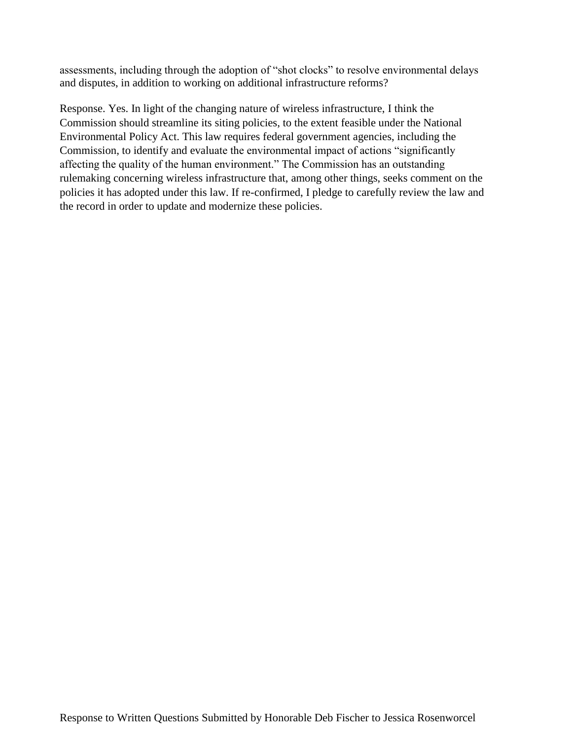assessments, including through the adoption of "shot clocks" to resolve environmental delays and disputes, in addition to working on additional infrastructure reforms?

Response. Yes. In light of the changing nature of wireless infrastructure, I think the Commission should streamline its siting policies, to the extent feasible under the National Environmental Policy Act. This law requires federal government agencies, including the Commission, to identify and evaluate the environmental impact of actions "significantly affecting the quality of the human environment." The Commission has an outstanding rulemaking concerning wireless infrastructure that, among other things, seeks comment on the policies it has adopted under this law. If re-confirmed, I pledge to carefully review the law and the record in order to update and modernize these policies.

Response to Written Questions Submitted by Honorable Deb Fischer to Jessica Rosenworcel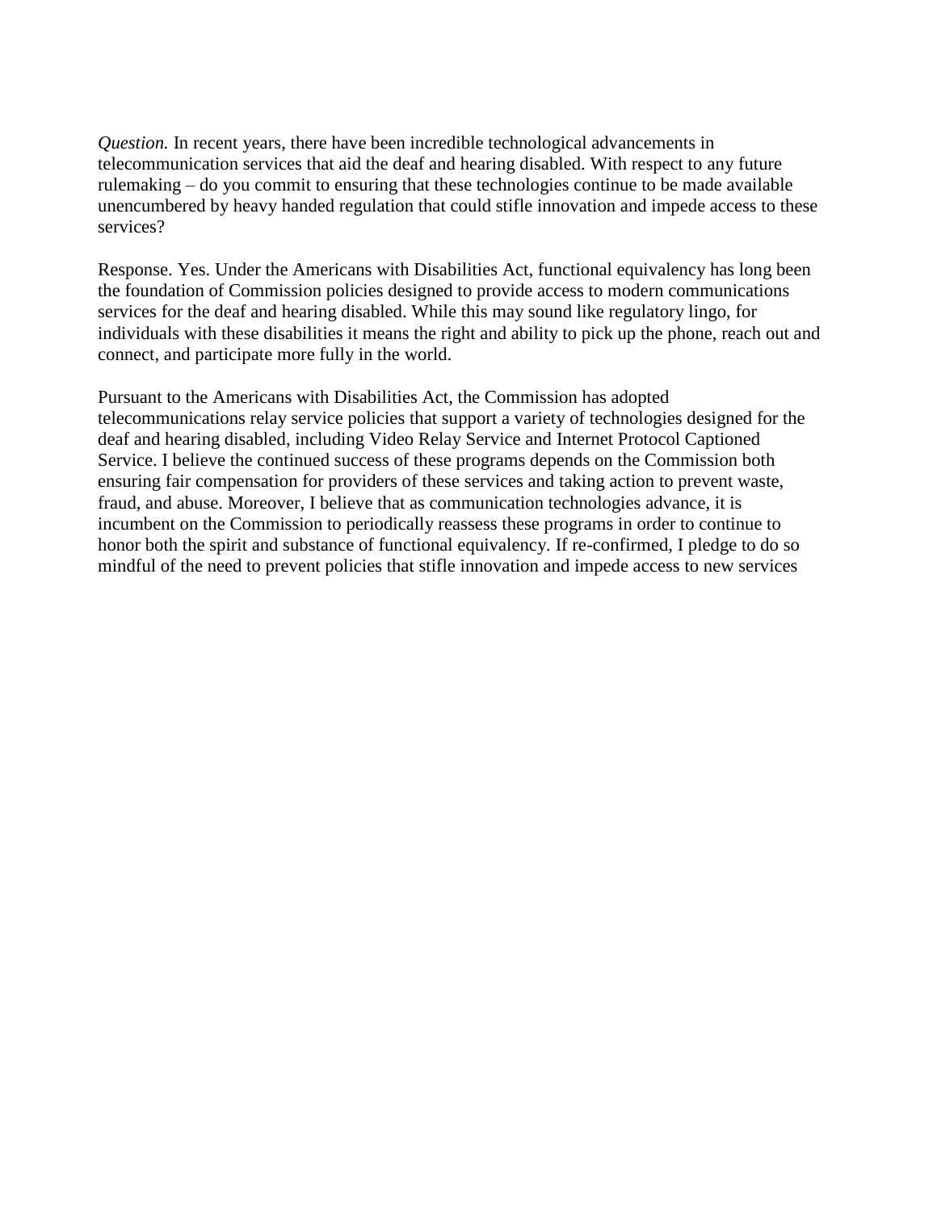*Question.* In recent years, there have been incredible technological advancements in telecommunication services that aid the deaf and hearing disabled. With respect to any future rulemaking – do you commit to ensuring that these technologies continue to be made available unencumbered by heavy handed regulation that could stifle innovation and impede access to these services?

Response. Yes. Under the Americans with Disabilities Act, functional equivalency has long been the foundation of Commission policies designed to provide access to modern communications services for the deaf and hearing disabled. While this may sound like regulatory lingo, for individuals with these disabilities it means the right and ability to pick up the phone, reach out and connect, and participate more fully in the world.

Pursuant to the Americans with Disabilities Act, the Commission has adopted telecommunications relay service policies that support a variety of technologies designed for the deaf and hearing disabled, including Video Relay Service and Internet Protocol Captioned Service. I believe the continued success of these programs depends on the Commission both ensuring fair compensation for providers of these services and taking action to prevent waste, fraud, and abuse. Moreover, I believe that as communication technologies advance, it is incumbent on the Commission to periodically reassess these programs in order to continue to honor both the spirit and substance of functional equivalency. If re-confirmed, I pledge to do so mindful of the need to prevent policies that stifle innovation and impede access to new services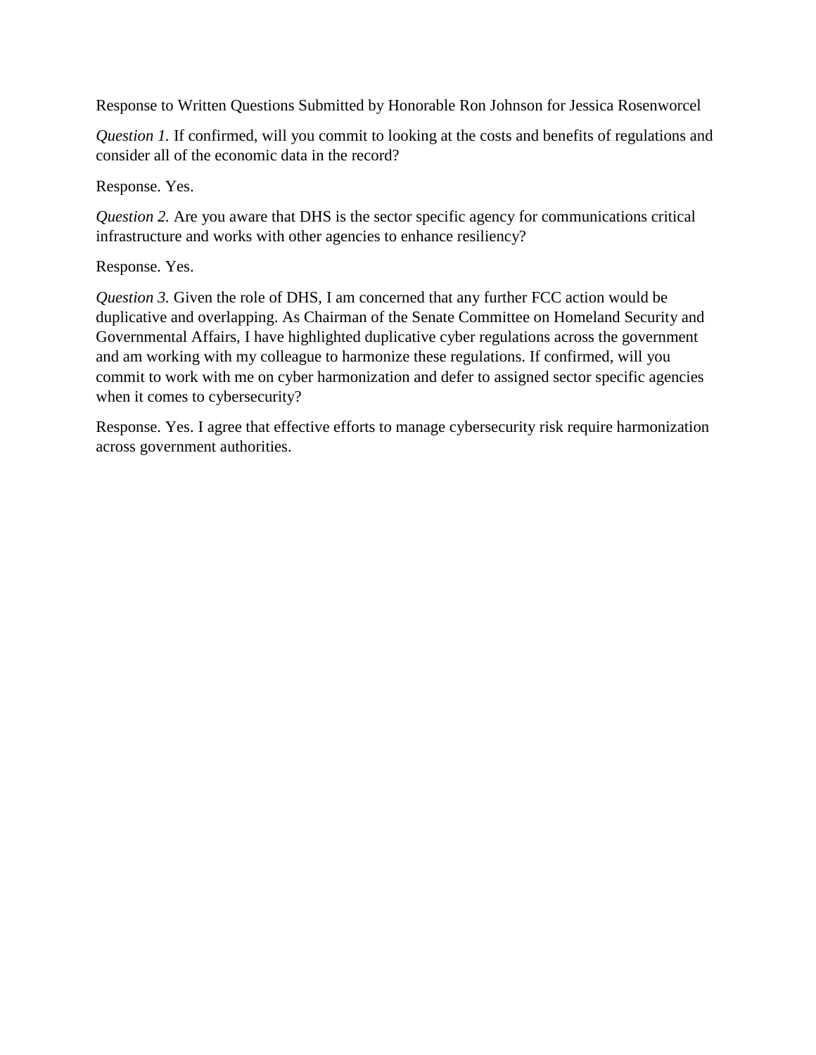Response to Written Questions Submitted by Honorable Ron Johnson for Jessica Rosenworcel

*Question 1.* If confirmed, will you commit to looking at the costs and benefits of regulations and consider all of the economic data in the record?

Response. Yes.

*Question 2.* Are you aware that DHS is the sector specific agency for communications critical infrastructure and works with other agencies to enhance resiliency?

Response. Yes.

*Question 3.* Given the role of DHS, I am concerned that any further FCC action would be duplicative and overlapping. As Chairman of the Senate Committee on Homeland Security and Governmental Affairs, I have highlighted duplicative cyber regulations across the government and am working with my colleague to harmonize these regulations. If confirmed, will you commit to work with me on cyber harmonization and defer to assigned sector specific agencies when it comes to cybersecurity?

Response. Yes. I agree that effective efforts to manage cybersecurity risk require harmonization across government authorities.